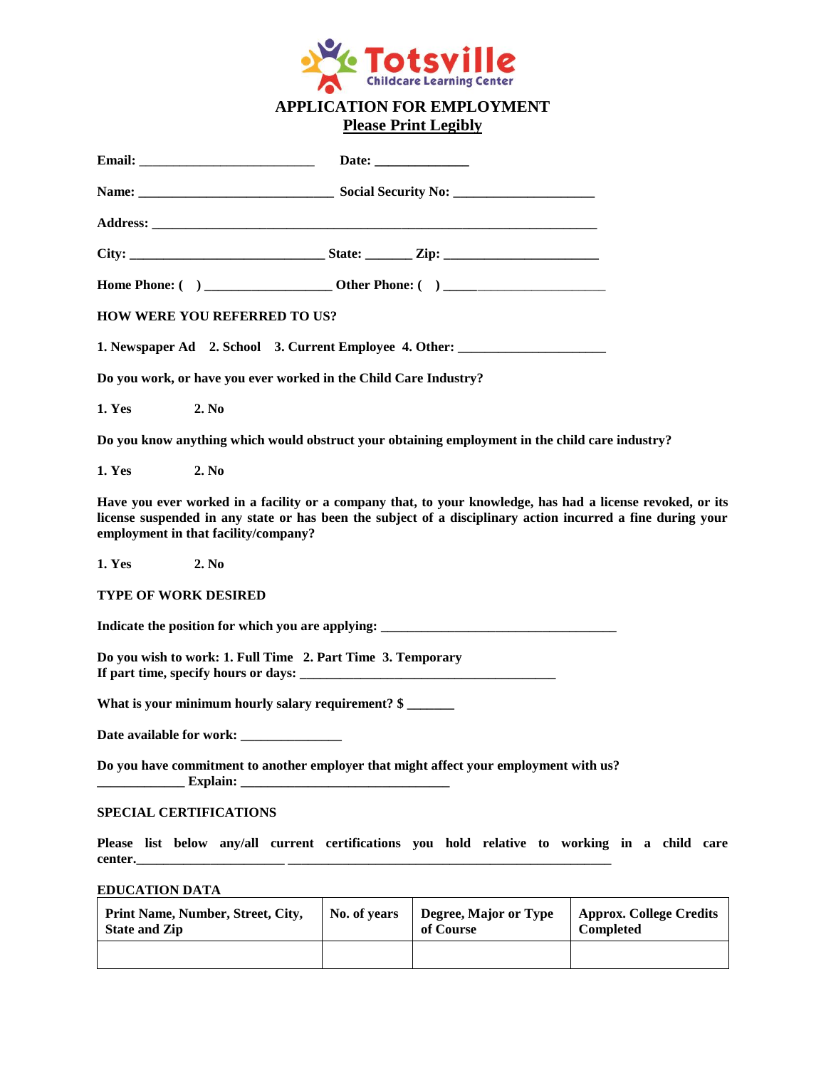# Totsville
## Childcare Learning Center

## APPLICATION FOR EMPLOYMENT

**Please Print Legibly**

**Email:** ___________________________ **Date:** ______________

**Name:** ______________________________ **Social Security No:** ______________________

**Address:** _____________________________________________________________________

**City:** ______________________________ **State:** _______ **Zip:** ________________________

**Home Phone: ( )** ___________________ **Other Phone: ( )** ______________________

**HOW WERE YOU REFERRED TO US?**

**1. Newspaper Ad 2. School 3. Current Employee 4. Other:** ______________________

**Do you work, or have you ever worked in the Child Care Industry?**

**1. Yes 2. No**

**Do you know anything which would obstruct your obtaining employment in the child care industry?**

**1. Yes 2. No**

**Have you ever worked in a facility or a company that, to your knowledge, has had a license revoked, or its license suspended in any state or has been the subject of a disciplinary action incurred a fine during your employment in that facility/company?**

**1. Yes 2. No**

**TYPE OF WORK DESIRED**

**Indicate the position for which you are applying:** ____________________________________

**Do you wish to work: 1. Full Time 2. Part Time 3. Temporary**
**If part time, specify hours or days:** ________________________________________

**What is your minimum hourly salary requirement? $** _______

**Date available for work:** _______________

**Do you have commitment to another employer that might affect your employment with us?**
_____________ **Explain:** ________________________________

**SPECIAL CERTIFICATIONS**

**Please list below any/all current certifications you hold relative to working in a child care center.**_______________________ _________________________________________________

**EDUCATION DATA**

| Print Name, Number, Street, City, State and Zip | No. of years | Degree, Major or Type of Course | Approx. College Credits Completed |
|---|---|---|---|
| | | | |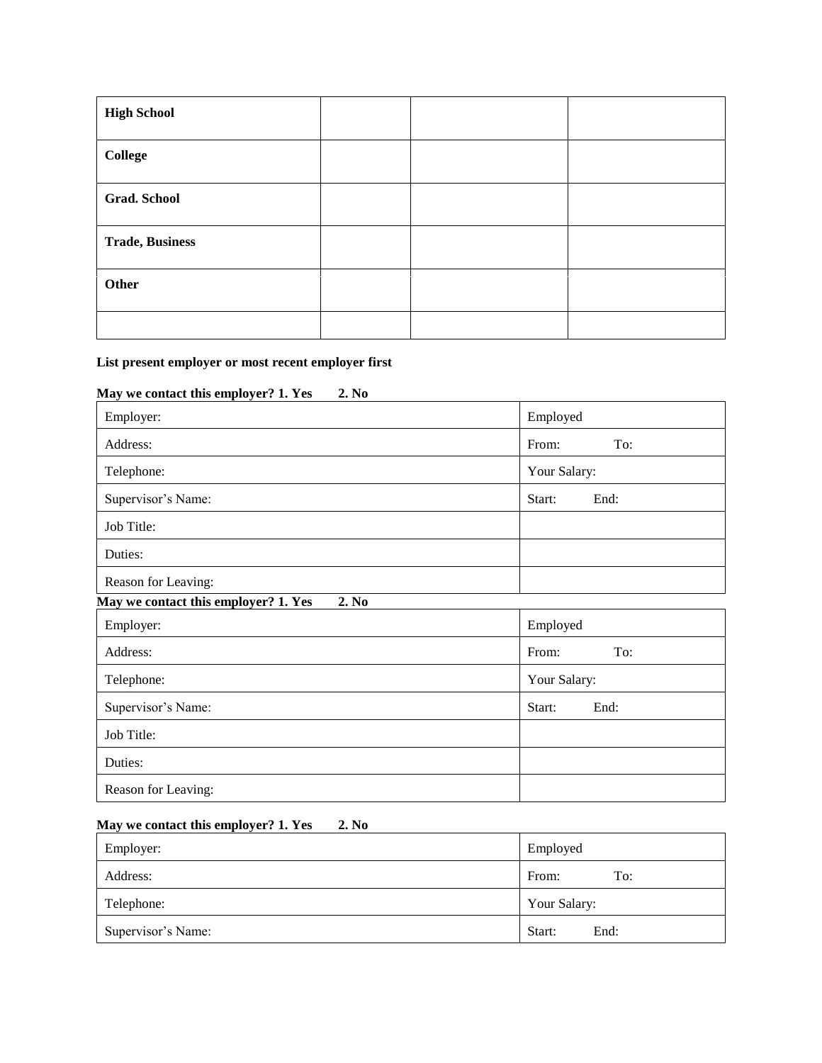| High School | | | |
|---|---|---|---|
| **College** | | | |
| **Grad. School** | | | |
| **Trade, Business** | | | |
| **Other** | | | |
| | | | |

**List present employer or most recent employer first**

**May we contact this employer? 1. Yes 2. No**

| Employer: | Employed |
|---|---|
| Address: | From: To: |
| Telephone: | Your Salary: |
| Supervisor's Name: | Start: End: |
| Job Title: | |
| Duties: | |
| Reason for Leaving: | |

**May we contact this employer? 1. Yes 2. No**

| Employer: | Employed |
|---|---|
| Address: | From: To: |
| Telephone: | Your Salary: |
| Supervisor's Name: | Start: End: |
| Job Title: | |
| Duties: | |
| Reason for Leaving: | |

**May we contact this employer? 1. Yes 2. No**

| Employer: | Employed |
|---|---|
| Address: | From: To: |
| Telephone: | Your Salary: |
| Supervisor's Name: | Start: End: |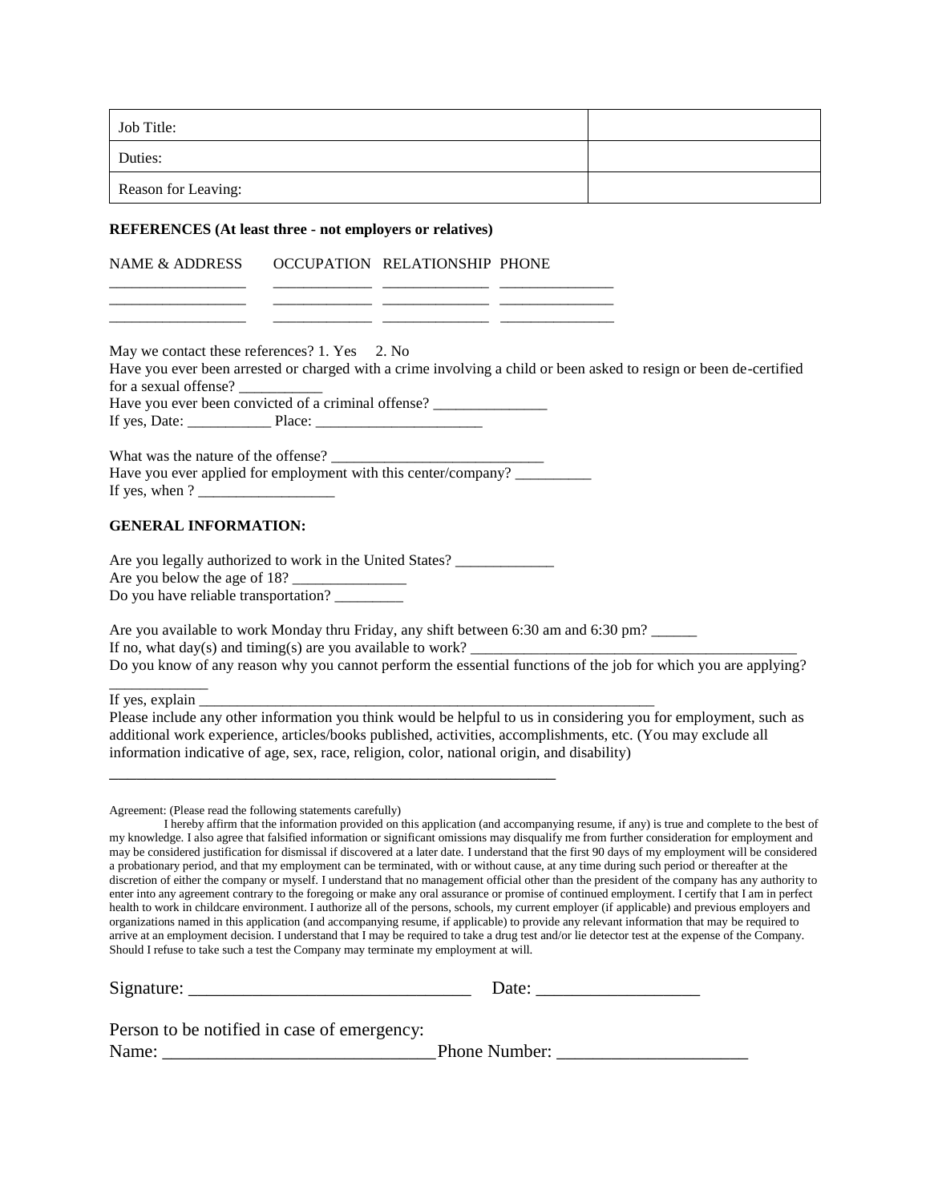| Job Title: | |
|---|---|
| Duties: | |
| Reason for Leaving: | |

**REFERENCES (At least three - not employers or relatives)**

| NAME & ADDRESS | OCCUPATION | RELATIONSHIP | PHONE |
|---|---|---|---|
| _________________ | ____________ | _____________ | ______________ |
| _________________ | ____________ | _____________ | ______________ |
| _________________ | ____________ | _____________ | ______________ |

May we contact these references? 1. Yes 2. No

Have you ever been arrested or charged with a crime involving a child or been asked to resign or been de-certified for a sexual offense? ___________

Have you ever been convicted of a criminal offense? ______________

If yes, Date: ___________ Place: _____________________

What was the nature of the offense? ___________________________

Have you ever applied for employment with this center/company? __________

If yes, when ? _________________

**GENERAL INFORMATION:**

Are you legally authorized to work in the United States? ____________

Are you below the age of 18? ______________

Do you have reliable transportation? _________

Are you available to work Monday thru Friday, any shift between 6:30 am and 6:30 pm? ______

If no, what day(s) and timing(s) are you available to work? __________________________________________

Do you know of any reason why you cannot perform the essential functions of the job for which you are applying? ____________

If yes, explain ____________________________________________________________

Please include any other information you think would be helpful to us in considering you for employment, such as additional work experience, articles/books published, activities, accomplishments, etc. (You may exclude all information indicative of age, sex, race, religion, color, national origin, and disability)

_________________________________________________________

Agreement: (Please read the following statements carefully)

I hereby affirm that the information provided on this application (and accompanying resume, if any) is true and complete to the best of my knowledge. I also agree that falsified information or significant omissions may disqualify me from further consideration for employment and may be considered justification for dismissal if discovered at a later date. I understand that the first 90 days of my employment will be considered a probationary period, and that my employment can be terminated, with or without cause, at any time during such period or thereafter at the discretion of either the company or myself. I understand that no management official other than the president of the company has any authority to enter into any agreement contrary to the foregoing or make any oral assurance or promise of continued employment. I certify that I am in perfect health to work in childcare environment. I authorize all of the persons, schools, my current employer (if applicable) and previous employers and organizations named in this application (and accompanying resume, if applicable) to provide any relevant information that may be required to arrive at an employment decision. I understand that I may be required to take a drug test and/or lie detector test at the expense of the Company. Should I refuse to take such a test the Company may terminate my employment at will.

Signature: _______________________________ Date: _________________

Person to be notified in case of emergency:

Name: ______________________________Phone Number: ____________________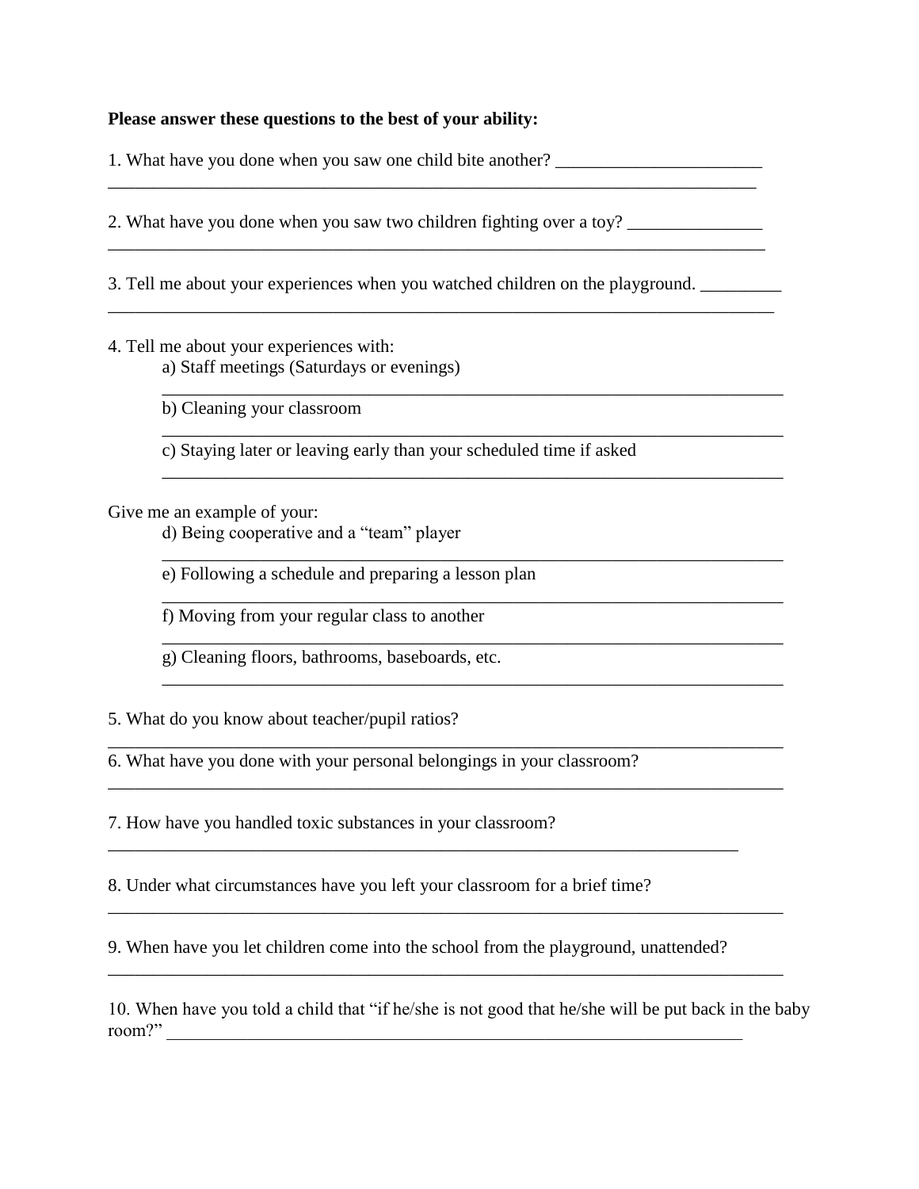**Please answer these questions to the best of your ability:**

1. What have you done when you saw one child bite another? ________________________
_____________________________________________________________________________

2. What have you done when you saw two children fighting over a toy? _______________
_____________________________________________________________________________

3. Tell me about your experiences when you watched children on the playground. _________
_____________________________________________________________________________

4. Tell me about your experiences with:
   a) Staff meetings (Saturdays or evenings)
   ______________________________________________________________________
   b) Cleaning your classroom
   ______________________________________________________________________
   c) Staying later or leaving early than your scheduled time if asked
   ______________________________________________________________________

Give me an example of your:
   d) Being cooperative and a "team" player
   ______________________________________________________________________
   e) Following a schedule and preparing a lesson plan
   ______________________________________________________________________
   f) Moving from your regular class to another
   ______________________________________________________________________
   g) Cleaning floors, bathrooms, baseboards, etc.
   ______________________________________________________________________

5. What do you know about teacher/pupil ratios?
_____________________________________________________________________________

6. What have you done with your personal belongings in your classroom?
_____________________________________________________________________________

7. How have you handled toxic substances in your classroom?
_____________________________________________________________________________

8. Under what circumstances have you left your classroom for a brief time?
_____________________________________________________________________________

9. When have you let children come into the school from the playground, unattended?
_____________________________________________________________________________

10. When have you told a child that "if he/she is not good that he/she will be put back in the baby room?" ______________________________________________________________________